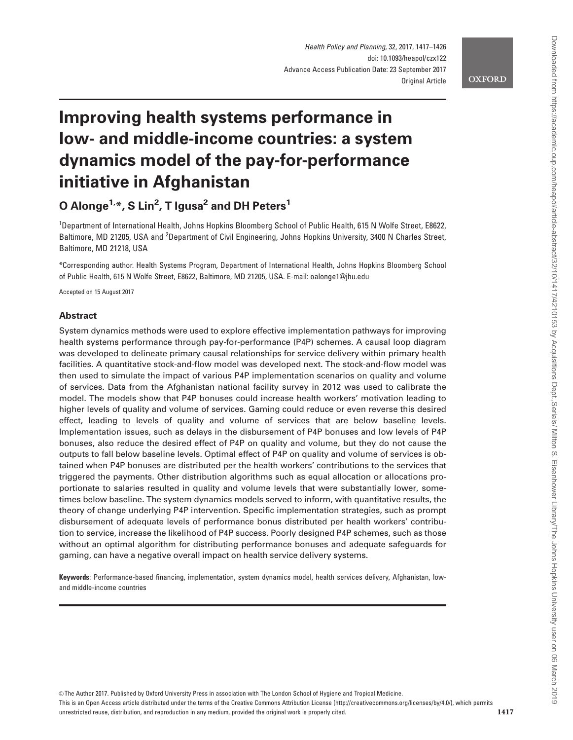# Improving health systems performance in low- and middle-income countries: a system dynamics model of the pay-for-performance initiative in Afghanistan

**O Alonge[1,*], S Lin[2], T Igusa[2] and DH Peters[1]**

[1]Department of International Health, Johns Hopkins Bloomberg School of Public Health, 615 N Wolfe Street, E8622, Baltimore, MD 21205, USA and [2]Department of Civil Engineering, Johns Hopkins University, 3400 N Charles Street, Baltimore, MD 21218, USA

*Corresponding author. Health Systems Program, Department of International Health, Johns Hopkins Bloomberg School of Public Health, 615 N Wolfe Street, E8622, Baltimore, MD 21205, USA. E-mail: oalonge1@jhu.edu

Accepted on 15 August 2017

## Abstract

System dynamics methods were used to explore effective implementation pathways for improving health systems performance through pay-for-performance (P4P) schemes. A causal loop diagram was developed to delineate primary causal relationships for service delivery within primary health facilities. A quantitative stock-and-flow model was developed next. The stock-and-flow model was then used to simulate the impact of various P4P implementation scenarios on quality and volume of services. Data from the Afghanistan national facility survey in 2012 was used to calibrate the model. The models show that P4P bonuses could increase health workers' motivation leading to higher levels of quality and volume of services. Gaming could reduce or even reverse this desired effect, leading to levels of quality and volume of services that are below baseline levels. Implementation issues, such as delays in the disbursement of P4P bonuses and low levels of P4P bonuses, also reduce the desired effect of P4P on quality and volume, but they do not cause the outputs to fall below baseline levels. Optimal effect of P4P on quality and volume of services is obtained when P4P bonuses are distributed per the health workers' contributions to the services that triggered the payments. Other distribution algorithms such as equal allocation or allocations proportionate to salaries resulted in quality and volume levels that were substantially lower, sometimes below baseline. The system dynamics models served to inform, with quantitative results, the theory of change underlying P4P intervention. Specific implementation strategies, such as prompt disbursement of adequate levels of performance bonus distributed per health workers' contribution to service, increase the likelihood of P4P success. Poorly designed P4P schemes, such as those without an optimal algorithm for distributing performance bonuses and adequate safeguards for gaming, can have a negative overall impact on health service delivery systems.

**Keywords**: Performance-based financing, implementation, system dynamics model, health services delivery, Afghanistan, low- and middle-income countries

© The Author 2017. Published by Oxford University Press in association with The London School of Hygiene and Tropical Medicine.
This is an Open Access article distributed under the terms of the Creative Commons Attribution License (http://creativecommons.org/licenses/by/4.0/), which permits unrestricted reuse, distribution, and reproduction in any medium, provided the original work is properly cited.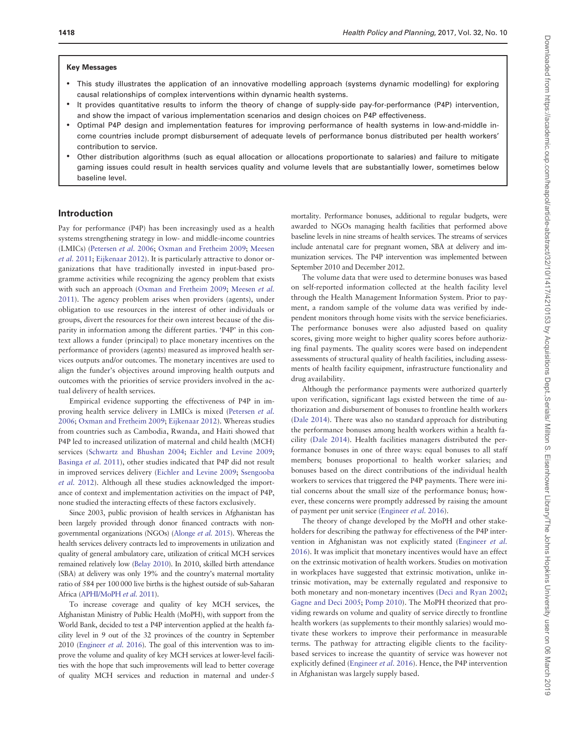**Key Messages**

- This study illustrates the application of an innovative modelling approach (systems dynamic modelling) for exploring causal relationships of complex interventions within dynamic health systems.
- It provides quantitative results to inform the theory of change of supply-side pay-for-performance (P4P) intervention, and show the impact of various implementation scenarios and design choices on P4P effectiveness.
- Optimal P4P design and implementation features for improving performance of health systems in low-and-middle income countries include prompt disbursement of adequate levels of performance bonus distributed per health workers' contribution to service.
- Other distribution algorithms (such as equal allocation or allocations proportionate to salaries) and failure to mitigate gaming issues could result in health services quality and volume levels that are substantially lower, sometimes below baseline level.

## Introduction

Pay for performance (P4P) has been increasingly used as a health systems strengthening strategy in low- and middle-income countries (LMICs) (Petersen *et al.* 2006; Oxman and Fretheim 2009; Meesen *et al.* 2011; Eijkenaar 2012). It is particularly attractive to donor organizations that have traditionally invested in input-based programme activities while recognizing the agency problem that exists with such an approach (Oxman and Fretheim 2009; Meesen *et al.* 2011). The agency problem arises when providers (agents), under obligation to use resources in the interest of other individuals or groups, divert the resources for their own interest because of the disparity in information among the different parties. 'P4P' in this context allows a funder (principal) to place monetary incentives on the performance of providers (agents) measured as improved health services outputs and/or outcomes. The monetary incentives are used to align the funder's objectives around improving health outputs and outcomes with the priorities of service providers involved in the actual delivery of health services.

Empirical evidence supporting the effectiveness of P4P in improving health service delivery in LMICs is mixed (Petersen *et al.* 2006; Oxman and Fretheim 2009; Eijkenaar 2012). Whereas studies from countries such as Cambodia, Rwanda, and Haiti showed that P4P led to increased utilization of maternal and child health (MCH) services (Schwartz and Bhushan 2004; Eichler and Levine 2009; Basinga *et al.* 2011), other studies indicated that P4P did not result in improved services delivery (Eichler and Levine 2009; Ssengooba *et al.* 2012). Although all these studies acknowledged the importance of context and implementation activities on the impact of P4P, none studied the interacting effects of these factors exclusively.

Since 2003, public provision of health services in Afghanistan has been largely provided through donor financed contracts with non-governmental organizations (NGOs) (Alonge *et al.* 2015). Whereas the health services delivery contracts led to improvements in utilization and quality of general ambulatory care, utilization of critical MCH services remained relatively low (Belay 2010). In 2010, skilled birth attendance (SBA) at delivery was only 19% and the country's maternal mortality ratio of 584 per 100 000 live births is the highest outside of sub-Saharan Africa (APHI/MoPH *et al.* 2011).

To increase coverage and quality of key MCH services, the Afghanistan Ministry of Public Health (MoPH), with support from the World Bank, decided to test a P4P intervention applied at the health facility level in 9 out of the 32 provinces of the country in September 2010 (Engineer *et al.* 2016). The goal of this intervention was to improve the volume and quality of key MCH services at lower-level facilities with the hope that such improvements will lead to better coverage of quality MCH services and reduction in maternal and under-5 mortality. Performance bonuses, additional to regular budgets, were awarded to NGOs managing health facilities that performed above baseline levels in nine streams of health services. The streams of services include antenatal care for pregnant women, SBA at delivery and immunization services. The P4P intervention was implemented between September 2010 and December 2012.

The volume data that were used to determine bonuses was based on self-reported information collected at the health facility level through the Health Management Information System. Prior to payment, a random sample of the volume data was verified by independent monitors through home visits with the service beneficiaries. The performance bonuses were also adjusted based on quality scores, giving more weight to higher quality scores before authorizing final payments. The quality scores were based on independent assessments of structural quality of health facilities, including assessments of health facility equipment, infrastructure functionality and drug availability.

Although the performance payments were authorized quarterly upon verification, significant lags existed between the time of authorization and disbursement of bonuses to frontline health workers (Dale 2014). There was also no standard approach for distributing the performance bonuses among health workers within a health facility (Dale 2014). Health facilities managers distributed the performance bonuses in one of three ways: equal bonuses to all staff members; bonuses proportional to health worker salaries; and bonuses based on the direct contributions of the individual health workers to services that triggered the P4P payments. There were initial concerns about the small size of the performance bonus; however, these concerns were promptly addressed by raising the amount of payment per unit service (Engineer *et al.* 2016).

The theory of change developed by the MoPH and other stakeholders for describing the pathway for effectiveness of the P4P intervention in Afghanistan was not explicitly stated (Engineer *et al.* 2016). It was implicit that monetary incentives would have an effect on the extrinsic motivation of health workers. Studies on motivation in workplaces have suggested that extrinsic motivation, unlike intrinsic motivation, may be externally regulated and responsive to both monetary and non-monetary incentives (Deci and Ryan 2002; Gagne and Deci 2005; Pomp 2010). The MoPH theorized that providing rewards on volume and quality of service directly to frontline health workers (as supplements to their monthly salaries) would motivate these workers to improve their performance in measurable terms. The pathway for attracting eligible clients to the facility-based services to increase the quantity of service was however not explicitly defined (Engineer *et al.* 2016). Hence, the P4P intervention in Afghanistan was largely supply based.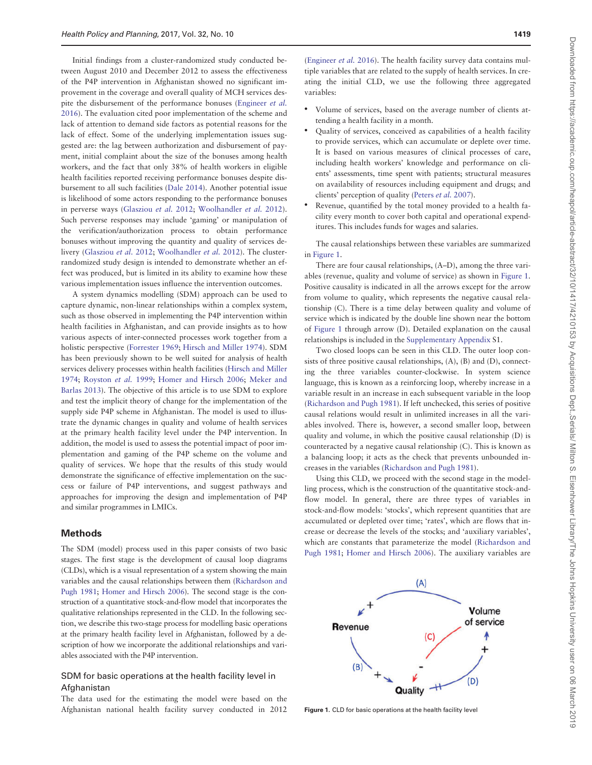Initial findings from a cluster-randomized study conducted between August 2010 and December 2012 to assess the effectiveness of the P4P intervention in Afghanistan showed no significant improvement in the coverage and overall quality of MCH services despite the disbursement of the performance bonuses (Engineer *et al.* 2016). The evaluation cited poor implementation of the scheme and lack of attention to demand side factors as potential reasons for the lack of effect. Some of the underlying implementation issues suggested are: the lag between authorization and disbursement of payment, initial complaint about the size of the bonuses among health workers, and the fact that only 38% of health workers in eligible health facilities reported receiving performance bonuses despite disbursement to all such facilities (Dale 2014). Another potential issue is likelihood of some actors responding to the performance bonuses in perverse ways (Glasziou *et al.* 2012; Woolhandler *et al.* 2012). Such perverse responses may include 'gaming' or manipulation of the verification/authorization process to obtain performance bonuses without improving the quantity and quality of services delivery (Glasziou *et al.* 2012; Woolhandler *et al.* 2012). The cluster-randomized study design is intended to demonstrate whether an effect was produced, but is limited in its ability to examine how these various implementation issues influence the intervention outcomes.

A system dynamics modelling (SDM) approach can be used to capture dynamic, non-linear relationships within a complex system, such as those observed in implementing the P4P intervention within health facilities in Afghanistan, and can provide insights as to how various aspects of inter-connected processes work together from a holistic perspective (Forrester 1969; Hirsch and Miller 1974). SDM has been previously shown to be well suited for analysis of health services delivery processes within health facilities (Hirsch and Miller 1974; Royston *et al.* 1999; Homer and Hirsch 2006; Meker and Barlas 2013). The objective of this article is to use SDM to explore and test the implicit theory of change for the implementation of the supply side P4P scheme in Afghanistan. The model is used to illustrate the dynamic changes in quality and volume of health services at the primary health facility level under the P4P intervention. In addition, the model is used to assess the potential impact of poor implementation and gaming of the P4P scheme on the volume and quality of services. We hope that the results of this study would demonstrate the significance of effective implementation on the success or failure of P4P interventions, and suggest pathways and approaches for improving the design and implementation of P4P and similar programmes in LMICs.

## Methods

The SDM (model) process used in this paper consists of two basic stages. The first stage is the development of causal loop diagrams (CLDs), which is a visual representation of a system showing the main variables and the causal relationships between them (Richardson and Pugh 1981; Homer and Hirsch 2006). The second stage is the construction of a quantitative stock-and-flow model that incorporates the qualitative relationships represented in the CLD. In the following section, we describe this two-stage process for modelling basic operations at the primary health facility level in Afghanistan, followed by a description of how we incorporate the additional relationships and variables associated with the P4P intervention.

### SDM for basic operations at the health facility level in Afghanistan

The data used for the estimating the model were based on the Afghanistan national health facility survey conducted in 2012 (Engineer *et al.* 2016). The health facility survey data contains multiple variables that are related to the supply of health services. In creating the initial CLD, we use the following three aggregated variables:

- Volume of services, based on the average number of clients attending a health facility in a month.
- Quality of services, conceived as capabilities of a health facility to provide services, which can accumulate or deplete over time. It is based on various measures of clinical processes of care, including health workers' knowledge and performance on clients' assessments, time spent with patients; structural measures on availability of resources including equipment and drugs; and clients' perception of quality (Peters *et al.* 2007).
- Revenue, quantified by the total money provided to a health facility every month to cover both capital and operational expenditures. This includes funds for wages and salaries.

The causal relationships between these variables are summarized in Figure 1.

There are four causal relationships, (A–D), among the three variables (revenue, quality and volume of service) as shown in Figure 1. Positive causality is indicated in all the arrows except for the arrow from volume to quality, which represents the negative causal relationship (C). There is a time delay between quality and volume of service which is indicated by the double line shown near the bottom of Figure 1 through arrow (D). Detailed explanation on the causal relationships is included in the Supplementary Appendix S1.

Two closed loops can be seen in this CLD. The outer loop consists of three positive causal relationships, (A), (B) and (D), connecting the three variables counter-clockwise. In system science language, this is known as a reinforcing loop, whereby increase in a variable result in an increase in each subsequent variable in the loop (Richardson and Pugh 1981). If left unchecked, this series of positive causal relations would result in unlimited increases in all the variables involved. There is, however, a second smaller loop, between quality and volume, in which the positive causal relationship (D) is counteracted by a negative causal relationship (C). This is known as a balancing loop; it acts as the check that prevents unbounded increases in the variables (Richardson and Pugh 1981).

Using this CLD, we proceed with the second stage in the modelling process, which is the construction of the quantitative stock-and-flow model. In general, there are three types of variables in stock-and-flow models: 'stocks', which represent quantities that are accumulated or depleted over time; 'rates', which are flows that increase or decrease the levels of the stocks; and 'auxiliary variables', which are constants that parameterize the model (Richardson and Pugh 1981; Homer and Hirsch 2006). The auxiliary variables are

**Figure 1.** CLD for basic operations at the health facility level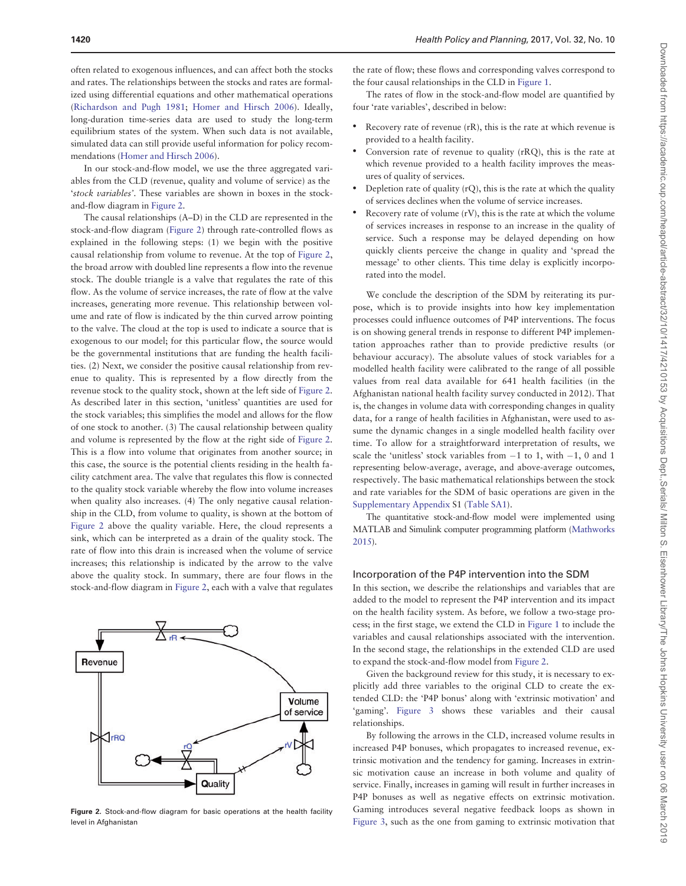often related to exogenous influences, and can affect both the stocks and rates. The relationships between the stocks and rates are formalized using differential equations and other mathematical operations (Richardson and Pugh 1981; Homer and Hirsch 2006). Ideally, long-duration time-series data are used to study the long-term equilibrium states of the system. When such data is not available, simulated data can still provide useful information for policy recommendations (Homer and Hirsch 2006).

In our stock-and-flow model, we use the three aggregated variables from the CLD (revenue, quality and volume of service) as the '*stock variables*'. These variables are shown in boxes in the stock-and-flow diagram in Figure 2.

The causal relationships (A–D) in the CLD are represented in the stock-and-flow diagram (Figure 2) through rate-controlled flows as explained in the following steps: (1) we begin with the positive causal relationship from volume to revenue. At the top of Figure 2, the broad arrow with doubled line represents a flow into the revenue stock. The double triangle is a valve that regulates the rate of this flow. As the volume of service increases, the rate of flow at the valve increases, generating more revenue. This relationship between volume and rate of flow is indicated by the thin curved arrow pointing to the valve. The cloud at the top is used to indicate a source that is exogenous to our model; for this particular flow, the source would be the governmental institutions that are funding the health facilities. (2) Next, we consider the positive causal relationship from revenue to quality. This is represented by a flow directly from the revenue stock to the quality stock, shown at the left side of Figure 2. As described later in this section, 'unitless' quantities are used for the stock variables; this simplifies the model and allows for the flow of one stock to another. (3) The causal relationship between quality and volume is represented by the flow at the right side of Figure 2. This is a flow into volume that originates from another source; in this case, the source is the potential clients residing in the health facility catchment area. The valve that regulates this flow is connected to the quality stock variable whereby the flow into volume increases when quality also increases. (4) The only negative causal relationship in the CLD, from volume to quality, is shown at the bottom of Figure 2 above the quality variable. Here, the cloud represents a sink, which can be interpreted as a drain of the quality stock. The rate of flow into this drain is increased when the volume of service increases; this relationship is indicated by the arrow to the valve above the quality stock. In summary, there are four flows in the stock-and-flow diagram in Figure 2, each with a valve that regulates the rate of flow; these flows and corresponding valves correspond to the four causal relationships in the CLD in Figure 1.

The rates of flow in the stock-and-flow model are quantified by four 'rate variables', described in below:

- Recovery rate of revenue (rR), this is the rate at which revenue is provided to a health facility.
- Conversion rate of revenue to quality (rRQ), this is the rate at which revenue provided to a health facility improves the measures of quality of services.
- Depletion rate of quality (rQ), this is the rate at which the quality of services declines when the volume of service increases.
- Recovery rate of volume (rV), this is the rate at which the volume of services increases in response to an increase in the quality of service. Such a response may be delayed depending on how quickly clients perceive the change in quality and 'spread the message' to other clients. This time delay is explicitly incorporated into the model.

We conclude the description of the SDM by reiterating its purpose, which is to provide insights into how key implementation processes could influence outcomes of P4P interventions. The focus is on showing general trends in response to different P4P implementation approaches rather than to provide predictive results (or behaviour accuracy). The absolute values of stock variables for a modelled health facility were calibrated to the range of all possible values from real data available for 641 health facilities (in the Afghanistan national health facility survey conducted in 2012). That is, the changes in volume data with corresponding changes in quality data, for a range of health facilities in Afghanistan, were used to assume the dynamic changes in a single modelled health facility over time. To allow for a straightforward interpretation of results, we scale the 'unitless' stock variables from −1 to 1, with −1, 0 and 1 representing below-average, average, and above-average outcomes, respectively. The basic mathematical relationships between the stock and rate variables for the SDM of basic operations are given in the Supplementary Appendix S1 (Table SA1).

The quantitative stock-and-flow model were implemented using MATLAB and Simulink computer programming platform (Mathworks 2015).

Figure 2. Stock-and-flow diagram for basic operations at the health facility level in Afghanistan

## Incorporation of the P4P intervention into the SDM

In this section, we describe the relationships and variables that are added to the model to represent the P4P intervention and its impact on the health facility system. As before, we follow a two-stage process; in the first stage, we extend the CLD in Figure 1 to include the variables and causal relationships associated with the intervention. In the second stage, the relationships in the extended CLD are used to expand the stock-and-flow model from Figure 2.

Given the background review for this study, it is necessary to explicitly add three variables to the original CLD to create the extended CLD: the 'P4P bonus' along with 'extrinsic motivation' and 'gaming'. Figure 3 shows these variables and their causal relationships.

By following the arrows in the CLD, increased volume results in increased P4P bonuses, which propagates to increased revenue, extrinsic motivation and the tendency for gaming. Increases in extrinsic motivation cause an increase in both volume and quality of service. Finally, increases in gaming will result in further increases in P4P bonuses as well as negative effects on extrinsic motivation. Gaming introduces several negative feedback loops as shown in Figure 3, such as the one from gaming to extrinsic motivation that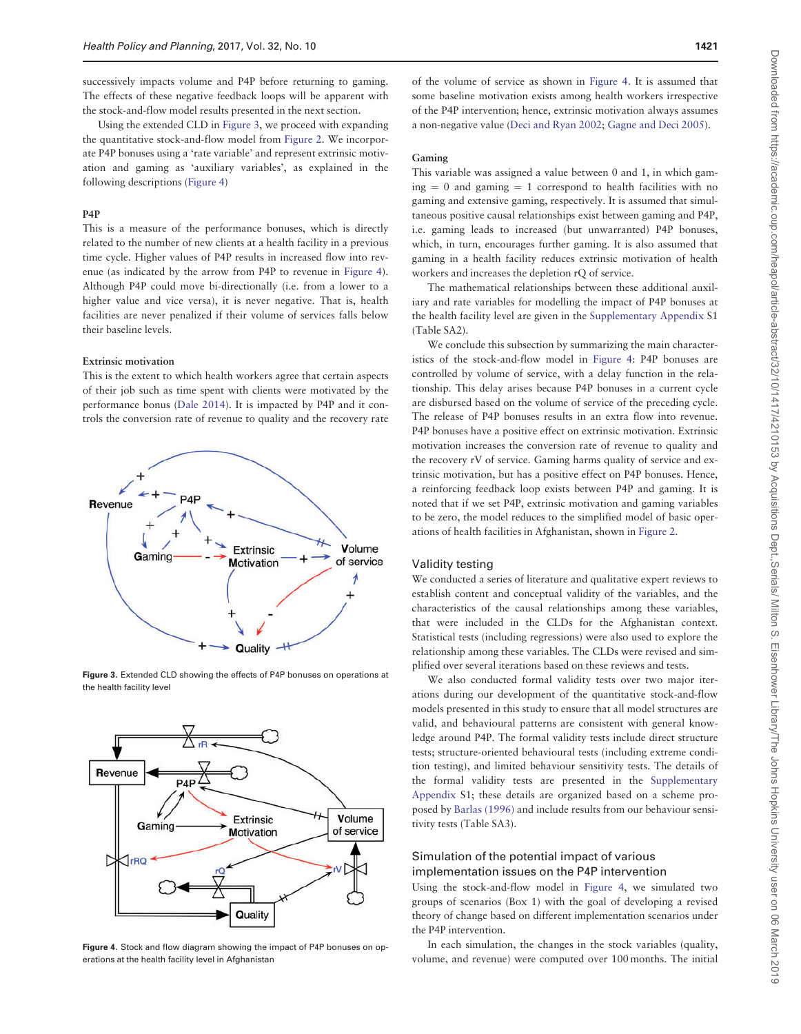successively impacts volume and P4P before returning to gaming. The effects of these negative feedback loops will be apparent with the stock-and-flow model results presented in the next section.

Using the extended CLD in Figure 3, we proceed with expanding the quantitative stock-and-flow model from Figure 2. We incorporate P4P bonuses using a 'rate variable' and represent extrinsic motivation and gaming as 'auxiliary variables', as explained in the following descriptions (Figure 4)

### P4P

This is a measure of the performance bonuses, which is directly related to the number of new clients at a health facility in a previous time cycle. Higher values of P4P results in increased flow into revenue (as indicated by the arrow from P4P to revenue in Figure 4). Although P4P could move bi-directionally (i.e. from a lower to a higher value and vice versa), it is never negative. That is, health facilities are never penalized if their volume of services falls below their baseline levels.

### Extrinsic motivation

This is the extent to which health workers agree that certain aspects of their job such as time spent with clients were motivated by the performance bonus (Dale 2014). It is impacted by P4P and it controls the conversion rate of revenue to quality and the recovery rate of the volume of service as shown in Figure 4. It is assumed that some baseline motivation exists among health workers irrespective of the P4P intervention; hence, extrinsic motivation always assumes a non-negative value (Deci and Ryan 2002; Gagne and Deci 2005).

Figure 3. Extended CLD showing the effects of P4P bonuses on operations at the health facility level

Figure 4. Stock and flow diagram showing the impact of P4P bonuses on operations at the health facility level in Afghanistan

### Gaming

This variable was assigned a value between 0 and 1, in which gaming = 0 and gaming = 1 correspond to health facilities with no gaming and extensive gaming, respectively. It is assumed that simultaneous positive causal relationships exist between gaming and P4P, i.e. gaming leads to increased (but unwarranted) P4P bonuses, which, in turn, encourages further gaming. It is also assumed that gaming in a health facility reduces extrinsic motivation of health workers and increases the depletion rQ of service.

The mathematical relationships between these additional auxiliary and rate variables for modelling the impact of P4P bonuses at the health facility level are given in the Supplementary Appendix S1 (Table SA2).

We conclude this subsection by summarizing the main characteristics of the stock-and-flow model in Figure 4: P4P bonuses are controlled by volume of service, with a delay function in the relationship. This delay arises because P4P bonuses in a current cycle are disbursed based on the volume of service of the preceding cycle. The release of P4P bonuses results in an extra flow into revenue. P4P bonuses have a positive effect on extrinsic motivation. Extrinsic motivation increases the conversion rate of revenue to quality and the recovery rV of service. Gaming harms quality of service and extrinsic motivation, but has a positive effect on P4P bonuses. Hence, a reinforcing feedback loop exists between P4P and gaming. It is noted that if we set P4P, extrinsic motivation and gaming variables to be zero, the model reduces to the simplified model of basic operations of health facilities in Afghanistan, shown in Figure 2.

## Validity testing

We conducted a series of literature and qualitative expert reviews to establish content and conceptual validity of the variables, and the characteristics of the causal relationships among these variables, that were included in the CLDs for the Afghanistan context. Statistical tests (including regressions) were also used to explore the relationship among these variables. The CLDs were revised and simplified over several iterations based on these reviews and tests.

We also conducted formal validity tests over two major iterations during our development of the quantitative stock-and-flow models presented in this study to ensure that all model structures are valid, and behavioural patterns are consistent with general knowledge around P4P. The formal validity tests include direct structure tests; structure-oriented behavioural tests (including extreme condition testing), and limited behaviour sensitivity tests. The details of the formal validity tests are presented in the Supplementary Appendix S1; these details are organized based on a scheme proposed by Barlas (1996) and include results from our behaviour sensitivity tests (Table SA3).

## Simulation of the potential impact of various implementation issues on the P4P intervention

Using the stock-and-flow model in Figure 4, we simulated two groups of scenarios (Box 1) with the goal of developing a revised theory of change based on different implementation scenarios under the P4P intervention.

In each simulation, the changes in the stock variables (quality, volume, and revenue) were computed over 100 months. The initial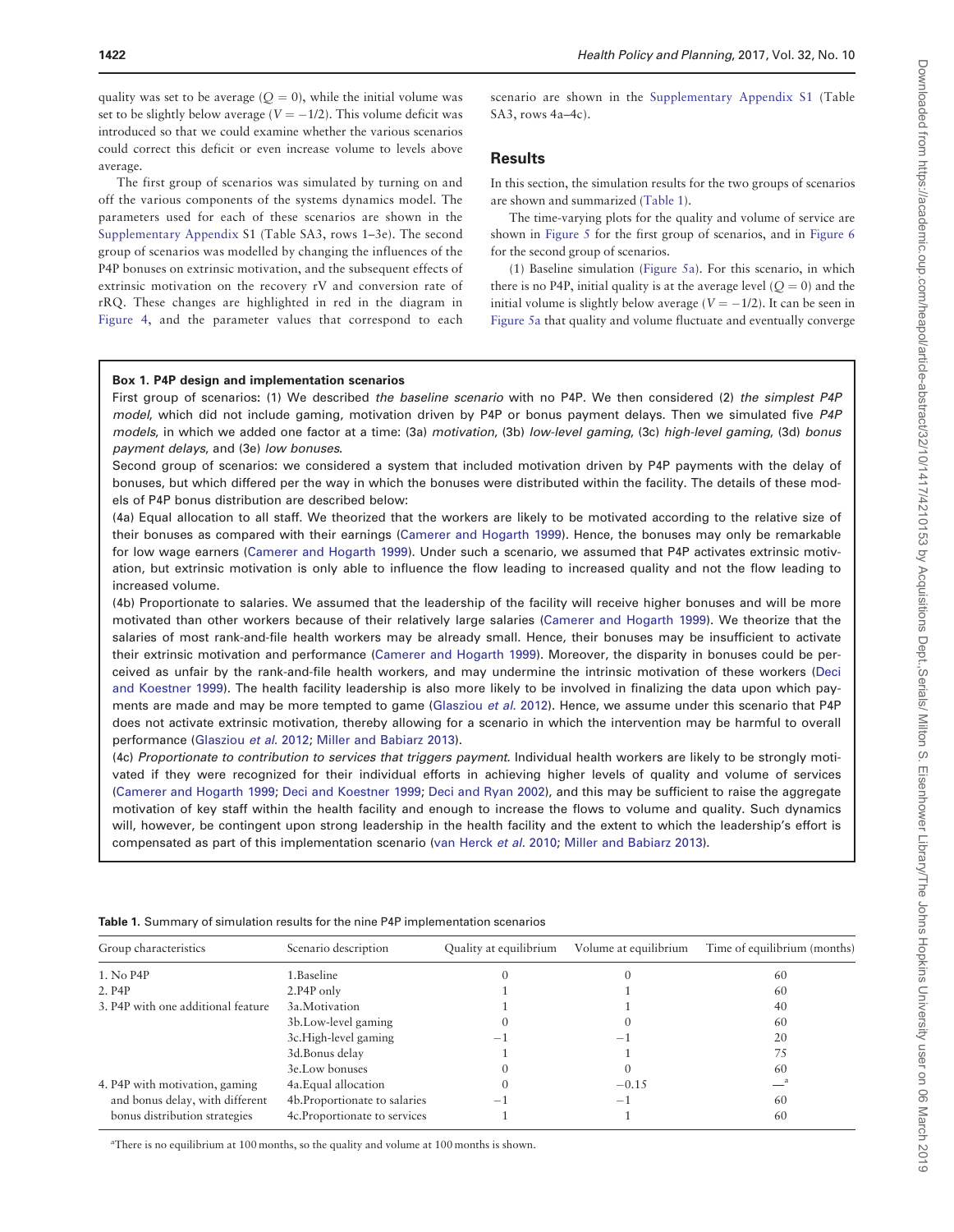quality was set to be average ($Q = 0$), while the initial volume was set to be slightly below average ($V = -1/2$). This volume deficit was introduced so that we could examine whether the various scenarios could correct this deficit or even increase volume to levels above average.

The first group of scenarios was simulated by turning on and off the various components of the systems dynamics model. The parameters used for each of these scenarios are shown in the Supplementary Appendix S1 (Table SA3, rows 1–3e). The second group of scenarios was modelled by changing the influences of the P4P bonuses on extrinsic motivation, and the subsequent effects of extrinsic motivation on the recovery rV and conversion rate of rRQ. These changes are highlighted in red in the diagram in Figure 4, and the parameter values that correspond to each scenario are shown in the Supplementary Appendix S1 (Table SA3, rows 4a–4c).

## Results

In this section, the simulation results for the two groups of scenarios are shown and summarized (Table 1).

The time-varying plots for the quality and volume of service are shown in Figure 5 for the first group of scenarios, and in Figure 6 for the second group of scenarios.

(1) Baseline simulation (Figure 5a). For this scenario, in which there is no P4P, initial quality is at the average level ($Q = 0$) and the initial volume is slightly below average ($V = -1/2$). It can be seen in Figure 5a that quality and volume fluctuate and eventually converge

**Box 1. P4P design and implementation scenarios**

First group of scenarios: (1) We described *the baseline scenario* with no P4P. We then considered (2) *the simplest P4P model*, which did not include gaming, motivation driven by P4P or bonus payment delays. Then we simulated five *P4P models*, in which we added one factor at a time: (3a) *motivation*, (3b) *low-level gaming*, (3c) *high-level gaming*, (3d) *bonus payment delays*, and (3e) *low bonuses*.

Second group of scenarios: we considered a system that included motivation driven by P4P payments with the delay of bonuses, but which differed per the way in which the bonuses were distributed within the facility. The details of these models of P4P bonus distribution are described below:

(4a) Equal allocation to all staff. We theorized that the workers are likely to be motivated according to the relative size of their bonuses as compared with their earnings (Camerer and Hogarth 1999). Hence, the bonuses may only be remarkable for low wage earners (Camerer and Hogarth 1999). Under such a scenario, we assumed that P4P activates extrinsic motivation, but extrinsic motivation is only able to influence the flow leading to increased quality and not the flow leading to increased volume.

(4b) Proportionate to salaries. We assumed that the leadership of the facility will receive higher bonuses and will be more motivated than other workers because of their relatively large salaries (Camerer and Hogarth 1999). We theorize that the salaries of most rank-and-file health workers may be already small. Hence, their bonuses may be insufficient to activate their extrinsic motivation and performance (Camerer and Hogarth 1999). Moreover, the disparity in bonuses could be perceived as unfair by the rank-and-file health workers, and may undermine the intrinsic motivation of these workers (Deci and Koestner 1999). The health facility leadership is also more likely to be involved in finalizing the data upon which payments are made and may be more tempted to game (Glasziou *et al.* 2012). Hence, we assume under this scenario that P4P does not activate extrinsic motivation, thereby allowing for a scenario in which the intervention may be harmful to overall performance (Glasziou *et al.* 2012; Miller and Babiarz 2013).

(4c) *Proportionate to contribution to services that triggers payment.* Individual health workers are likely to be strongly motivated if they were recognized for their individual efforts in achieving higher levels of quality and volume of services (Camerer and Hogarth 1999; Deci and Koestner 1999; Deci and Ryan 2002), and this may be sufficient to raise the aggregate motivation of key staff within the health facility and enough to increase the flows to volume and quality. Such dynamics will, however, be contingent upon strong leadership in the health facility and the extent to which the leadership's effort is compensated as part of this implementation scenario (van Herck *et al.* 2010; Miller and Babiarz 2013).

**Table 1.** Summary of simulation results for the nine P4P implementation scenarios

| Group characteristics | Scenario description | Quality at equilibrium | Volume at equilibrium | Time of equilibrium (months) |
|---|---|---|---|---|
| 1. No P4P | 1.Baseline | 0 | 0 | 60 |
| 2. P4P | 2.P4P only | 1 | 1 | 60 |
| 3. P4P with one additional feature | 3a.Motivation | 1 | 1 | 40 |
| | 3b.Low-level gaming | 0 | 0 | 60 |
| | 3c.High-level gaming | −1 | −1 | 20 |
| | 3d.Bonus delay | 1 | 1 | 75 |
| | 3e.Low bonuses | 0 | 0 | 60 |
| 4. P4P with motivation, gaming and bonus delay, with different bonus distribution strategies | 4a.Equal allocation | 0 | −0.15 | —[a] |
| | 4b.Proportionate to salaries | −1 | −1 | 60 |
| | 4c.Proportionate to services | 1 | 1 | 60 |

[a]There is no equilibrium at 100 months, so the quality and volume at 100 months is shown.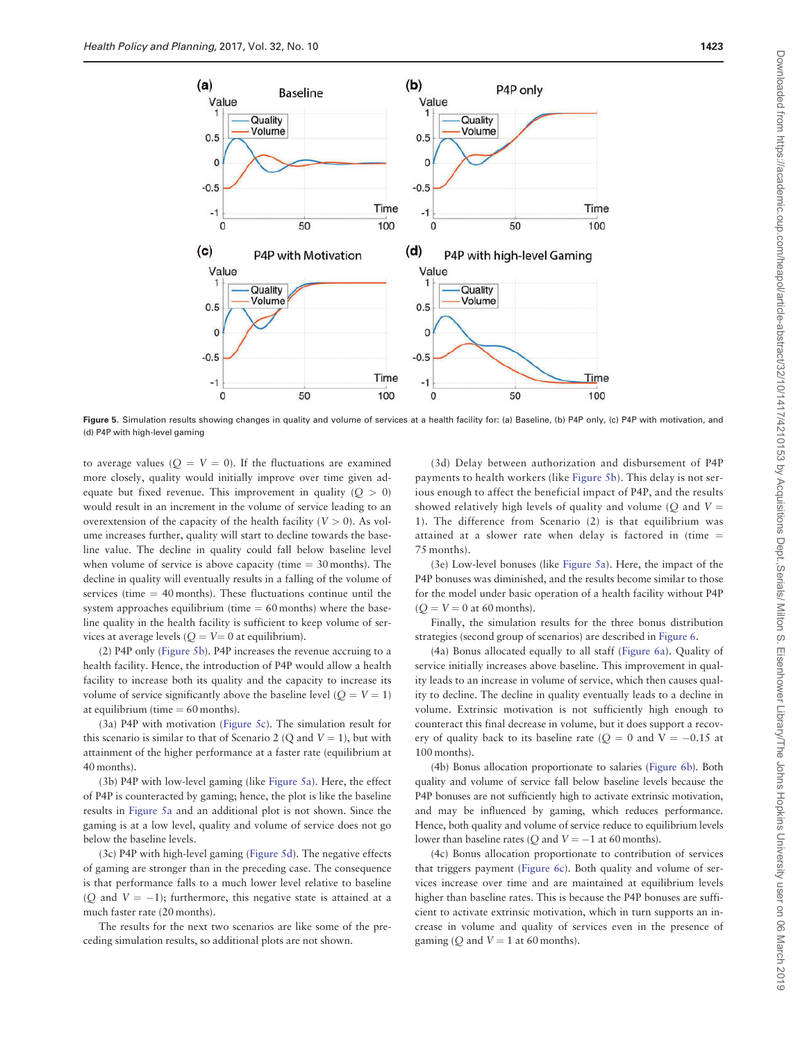Figure 5. Simulation results showing changes in quality and volume of services at a health facility for: (a) Baseline, (b) P4P only, (c) P4P with motivation, and (d) P4P with high-level gaming

to average values ($Q = V = 0$). If the fluctuations are examined more closely, quality would initially improve over time given adequate but fixed revenue. This improvement in quality ($Q > 0$) would result in an increment in the volume of service leading to an overextension of the capacity of the health facility ($V > 0$). As volume increases further, quality will start to decline towards the baseline value. The decline in quality could fall below baseline level when volume of service is above capacity (time = 30 months). The decline in quality will eventually results in a falling of the volume of services (time = 40 months). These fluctuations continue until the system approaches equilibrium (time = 60 months) where the baseline quality in the health facility is sufficient to keep volume of services at average levels ($Q = V = 0$ at equilibrium).

(2) P4P only (Figure 5b). P4P increases the revenue accruing to a health facility. Hence, the introduction of P4P would allow a health facility to increase both its quality and the capacity to increase its volume of service significantly above the baseline level ($Q = V = 1$) at equilibrium (time = 60 months).

(3a) P4P with motivation (Figure 5c). The simulation result for this scenario is similar to that of Scenario 2 ($Q$ and $V = 1$), but with attainment of the higher performance at a faster rate (equilibrium at 40 months).

(3b) P4P with low-level gaming (like Figure 5a). Here, the effect of P4P is counteracted by gaming; hence, the plot is like the baseline results in Figure 5a and an additional plot is not shown. Since the gaming is at a low level, quality and volume of service does not go below the baseline levels.

(3c) P4P with high-level gaming (Figure 5d). The negative effects of gaming are stronger than in the preceding case. The consequence is that performance falls to a much lower level relative to baseline ($Q$ and $V = -1$); furthermore, this negative state is attained at a much faster rate (20 months).

The results for the next two scenarios are like some of the preceding simulation results, so additional plots are not shown.

(3d) Delay between authorization and disbursement of P4P payments to health workers (like Figure 5b). This delay is not serious enough to affect the beneficial impact of P4P, and the results showed relatively high levels of quality and volume ($Q$ and $V = 1$). The difference from Scenario (2) is that equilibrium was attained at a slower rate when delay is factored in (time = 75 months).

(3e) Low-level bonuses (like Figure 5a). Here, the impact of the P4P bonuses was diminished, and the results become similar to those for the model under basic operation of a health facility without P4P ($Q = V = 0$ at 60 months).

Finally, the simulation results for the three bonus distribution strategies (second group of scenarios) are described in Figure 6.

(4a) Bonus allocated equally to all staff (Figure 6a). Quality of service initially increases above baseline. This improvement in quality leads to an increase in volume of service, which then causes quality to decline. The decline in quality eventually leads to a decline in volume. Extrinsic motivation is not sufficiently high enough to counteract this final decrease in volume, but it does support a recovery of quality back to its baseline rate ($Q = 0$ and $V = -0.15$ at 100 months).

(4b) Bonus allocation proportionate to salaries (Figure 6b). Both quality and volume of service fall below baseline levels because the P4P bonuses are not sufficiently high to activate extrinsic motivation, and may be influenced by gaming, which reduces performance. Hence, both quality and volume of service reduce to equilibrium levels lower than baseline rates ($Q$ and $V = -1$ at 60 months).

(4c) Bonus allocation proportionate to contribution of services that triggers payment (Figure 6c). Both quality and volume of services increase over time and are maintained at equilibrium levels higher than baseline rates. This is because the P4P bonuses are sufficient to activate extrinsic motivation, which in turn supports an increase in volume and quality of services even in the presence of gaming ($Q$ and $V = 1$ at 60 months).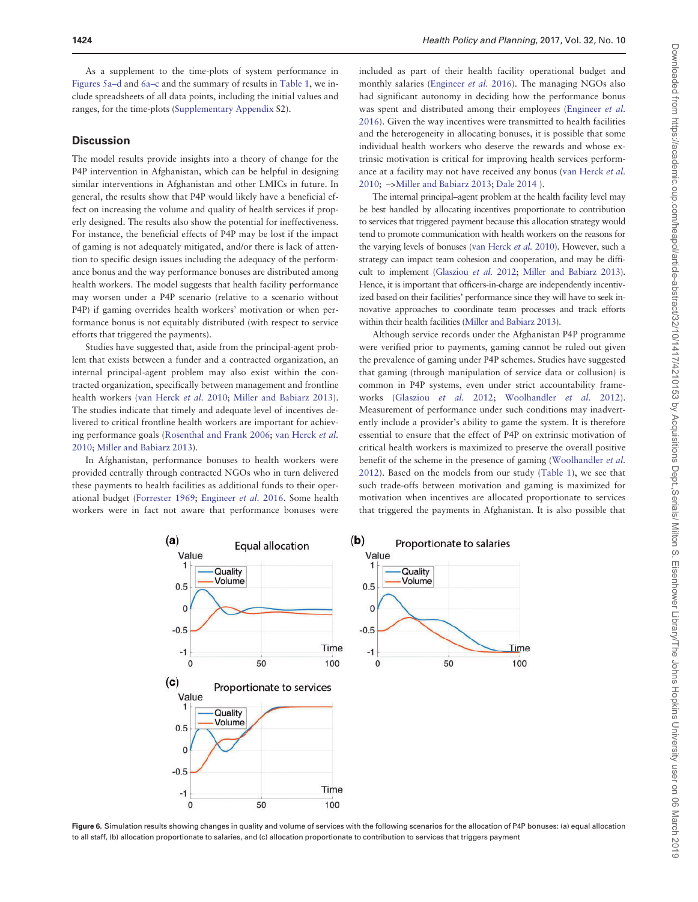As a supplement to the time-plots of system performance in Figures 5a–d and 6a–c and the summary of results in Table 1, we include spreadsheets of all data points, including the initial values and ranges, for the time-plots (Supplementary Appendix S2).

## Discussion

The model results provide insights into a theory of change for the P4P intervention in Afghanistan, which can be helpful in designing similar interventions in Afghanistan and other LMICs in future. In general, the results show that P4P would likely have a beneficial effect on increasing the volume and quality of health services if properly designed. The results also show the potential for ineffectiveness. For instance, the beneficial effects of P4P may be lost if the impact of gaming is not adequately mitigated, and/or there is lack of attention to specific design issues including the adequacy of the performance bonus and the way performance bonuses are distributed among health workers. The model suggests that health facility performance may worsen under a P4P scenario (relative to a scenario without P4P) if gaming overrides health workers' motivation or when performance bonus is not equitably distributed (with respect to service efforts that triggered the payments).

Studies have suggested that, aside from the principal-agent problem that exists between a funder and a contracted organization, an internal principal-agent problem may also exist within the contracted organization, specifically between management and frontline health workers (van Herck *et al.* 2010; Miller and Babiarz 2013). The studies indicate that timely and adequate level of incentives delivered to critical frontline health workers are important for achieving performance goals (Rosenthal and Frank 2006; van Herck *et al.* 2010; Miller and Babiarz 2013).

In Afghanistan, performance bonuses to health workers were provided centrally through contracted NGOs who in turn delivered these payments to health facilities as additional funds to their operational budget (Forrester 1969; Engineer *et al.* 2016. Some health workers were in fact not aware that performance bonuses were included as part of their health facility operational budget and monthly salaries (Engineer *et al.* 2016). The managing NGOs also had significant autonomy in deciding how the performance bonus was spent and distributed among their employees (Engineer *et al.* 2016). Given the way incentives were transmitted to health facilities and the heterogeneity in allocating bonuses, it is possible that some individual health workers who deserve the rewards and whose extrinsic motivation is critical for improving health services performance at a facility may not have received any bonus (van Herck *et al.* 2010; –>Miller and Babiarz 2013; Dale 2014 ).

The internal principal–agent problem at the health facility level may be best handled by allocating incentives proportionate to contribution to services that triggered payment because this allocation strategy would tend to promote communication with health workers on the reasons for the varying levels of bonuses (van Herck *et al.* 2010). However, such a strategy can impact team cohesion and cooperation, and may be difficult to implement (Glasziou *et al.* 2012; Miller and Babiarz 2013). Hence, it is important that officers-in-charge are independently incentivized based on their facilities' performance since they will have to seek innovative approaches to coordinate team processes and track efforts within their health facilities (Miller and Babiarz 2013).

Although service records under the Afghanistan P4P programme were verified prior to payments, gaming cannot be ruled out given the prevalence of gaming under P4P schemes. Studies have suggested that gaming (through manipulation of service data or collusion) is common in P4P systems, even under strict accountability frameworks (Glasziou *et al.* 2012; Woolhandler *et al.* 2012). Measurement of performance under such conditions may inadvertently include a provider's ability to game the system. It is therefore essential to ensure that the effect of P4P on extrinsic motivation of critical health workers is maximized to preserve the overall positive benefit of the scheme in the presence of gaming (Woolhandler *et al.* 2012). Based on the models from our study (Table 1), we see that such trade-offs between motivation and gaming is maximized for motivation when incentives are allocated proportionate to services that triggered the payments in Afghanistan. It is also possible that

**Figure 6.** Simulation results showing changes in quality and volume of services with the following scenarios for the allocation of P4P bonuses: (a) equal allocation to all staff, (b) allocation proportionate to salaries, and (c) allocation proportionate to contribution to services that triggers payment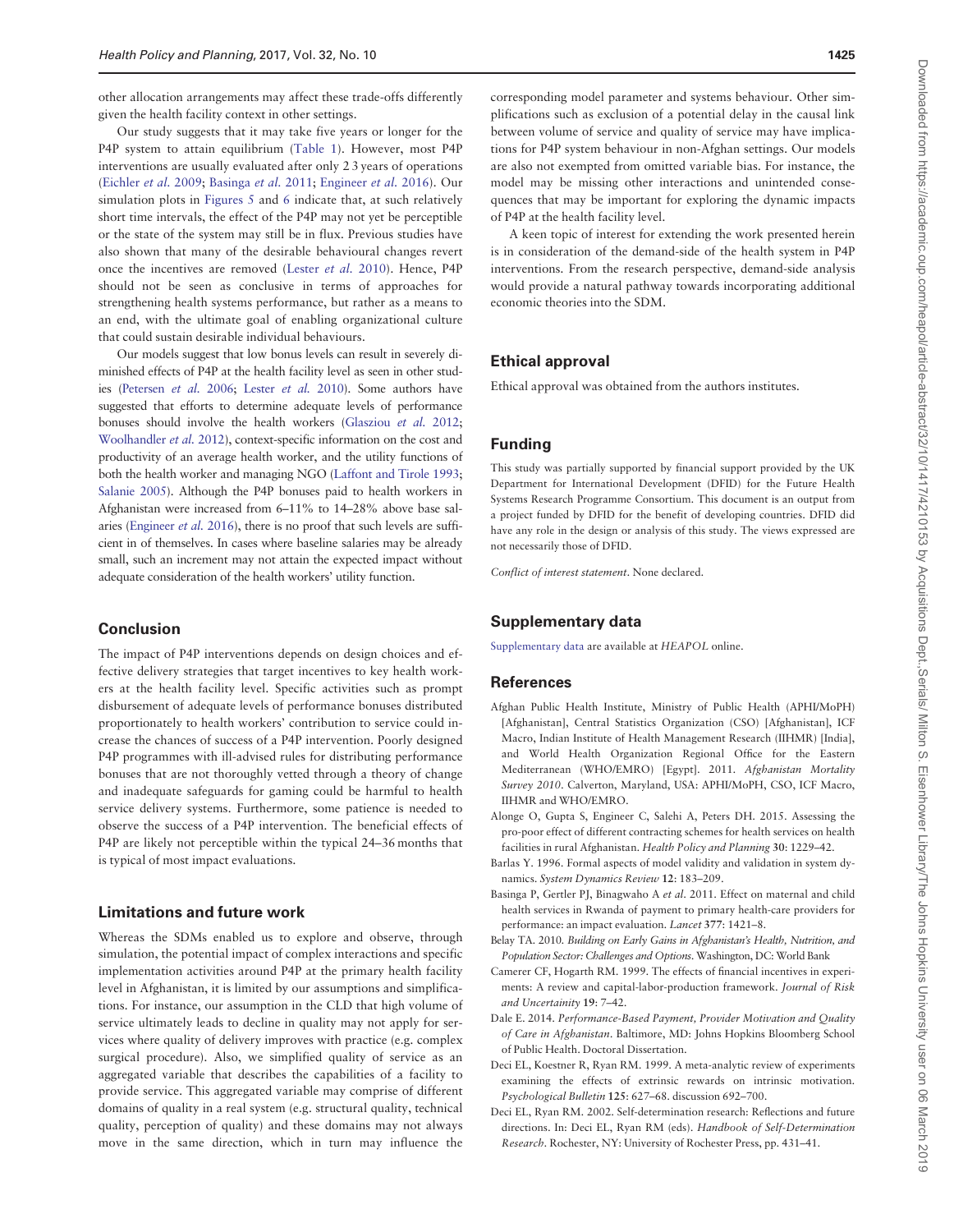other allocation arrangements may affect these trade-offs differently given the health facility context in other settings.

Our study suggests that it may take five years or longer for the P4P system to attain equilibrium (Table 1). However, most P4P interventions are usually evaluated after only 2 3 years of operations (Eichler *et al.* 2009; Basinga *et al.* 2011; Engineer *et al.* 2016). Our simulation plots in Figures 5 and 6 indicate that, at such relatively short time intervals, the effect of the P4P may not yet be perceptible or the state of the system may still be in flux. Previous studies have also shown that many of the desirable behavioural changes revert once the incentives are removed (Lester *et al.* 2010). Hence, P4P should not be seen as conclusive in terms of approaches for strengthening health systems performance, but rather as a means to an end, with the ultimate goal of enabling organizational culture that could sustain desirable individual behaviours.

Our models suggest that low bonus levels can result in severely diminished effects of P4P at the health facility level as seen in other studies (Petersen *et al.* 2006; Lester *et al.* 2010). Some authors have suggested that efforts to determine adequate levels of performance bonuses should involve the health workers (Glasziou *et al.* 2012; Woolhandler *et al.* 2012), context-specific information on the cost and productivity of an average health worker, and the utility functions of both the health worker and managing NGO (Laffont and Tirole 1993; Salanie 2005). Although the P4P bonuses paid to health workers in Afghanistan were increased from 6–11% to 14–28% above base salaries (Engineer *et al.* 2016), there is no proof that such levels are sufficient in of themselves. In cases where baseline salaries may be already small, such an increment may not attain the expected impact without adequate consideration of the health workers' utility function.

## Conclusion

The impact of P4P interventions depends on design choices and effective delivery strategies that target incentives to key health workers at the health facility level. Specific activities such as prompt disbursement of adequate levels of performance bonuses distributed proportionately to health workers' contribution to service could increase the chances of success of a P4P intervention. Poorly designed P4P programmes with ill-advised rules for distributing performance bonuses that are not thoroughly vetted through a theory of change and inadequate safeguards for gaming could be harmful to health service delivery systems. Furthermore, some patience is needed to observe the success of a P4P intervention. The beneficial effects of P4P are likely not perceptible within the typical 24–36 months that is typical of most impact evaluations.

## Limitations and future work

Whereas the SDMs enabled us to explore and observe, through simulation, the potential impact of complex interactions and specific implementation activities around P4P at the primary health facility level in Afghanistan, it is limited by our assumptions and simplifications. For instance, our assumption in the CLD that high volume of service ultimately leads to decline in quality may not apply for services where quality of delivery improves with practice (e.g. complex surgical procedure). Also, we simplified quality of service as an aggregated variable that describes the capabilities of a facility to provide service. This aggregated variable may comprise of different domains of quality in a real system (e.g. structural quality, technical quality, perception of quality) and these domains may not always move in the same direction, which in turn may influence the corresponding model parameter and systems behaviour. Other simplifications such as exclusion of a potential delay in the causal link between volume of service and quality of service may have implications for P4P system behaviour in non-Afghan settings. Our models are also not exempted from omitted variable bias. For instance, the model may be missing other interactions and unintended consequences that may be important for exploring the dynamic impacts of P4P at the health facility level.

A keen topic of interest for extending the work presented herein is in consideration of the demand-side of the health system in P4P interventions. From the research perspective, demand-side analysis would provide a natural pathway towards incorporating additional economic theories into the SDM.

## Ethical approval

Ethical approval was obtained from the authors institutes.

## Funding

This study was partially supported by financial support provided by the UK Department for International Development (DFID) for the Future Health Systems Research Programme Consortium. This document is an output from a project funded by DFID for the benefit of developing countries. DFID did have any role in the design or analysis of this study. The views expressed are not necessarily those of DFID.

*Conflict of interest statement*. None declared.

## Supplementary data

Supplementary data are available at *HEAPOL* online.

## References

Afghan Public Health Institute, Ministry of Public Health (APHI/MoPH) [Afghanistan], Central Statistics Organization (CSO) [Afghanistan], ICF Macro, Indian Institute of Health Management Research (IIHMR) [India], and World Health Organization Regional Office for the Eastern Mediterranean (WHO/EMRO) [Egypt]. 2011. *Afghanistan Mortality Survey 2010*. Calverton, Maryland, USA: APHI/MoPH, CSO, ICF Macro, IIHMR and WHO/EMRO.

Alonge O, Gupta S, Engineer C, Salehi A, Peters DH. 2015. Assessing the pro-poor effect of different contracting schemes for health services on health facilities in rural Afghanistan. *Health Policy and Planning* **30**: 1229–42.

Barlas Y. 1996. Formal aspects of model validity and validation in system dynamics. *System Dynamics Review* **12**: 183–209.

Basinga P, Gertler PJ, Binagwaho A *et al.* 2011. Effect on maternal and child health services in Rwanda of payment to primary health-care providers for performance: an impact evaluation. *Lancet* **377**: 1421–8.

Belay TA. 2010. *Building on Early Gains in Afghanistan's Health, Nutrition, and Population Sector: Challenges and Options*. Washington, DC: World Bank

Camerer CF, Hogarth RM. 1999. The effects of financial incentives in experiments: A review and capital-labor-production framework. *Journal of Risk and Uncertainty* **19**: 7–42.

Dale E. 2014. *Performance-Based Payment, Provider Motivation and Quality of Care in Afghanistan*. Baltimore, MD: Johns Hopkins Bloomberg School of Public Health. Doctoral Dissertation.

Deci EL, Koestner R, Ryan RM. 1999. A meta-analytic review of experiments examining the effects of extrinsic rewards on intrinsic motivation. *Psychological Bulletin* **125**: 627–68. discussion 692–700.

Deci EL, Ryan RM. 2002. Self-determination research: Reflections and future directions. In: Deci EL, Ryan RM (eds). *Handbook of Self-Determination Research*. Rochester, NY: University of Rochester Press, pp. 431–41.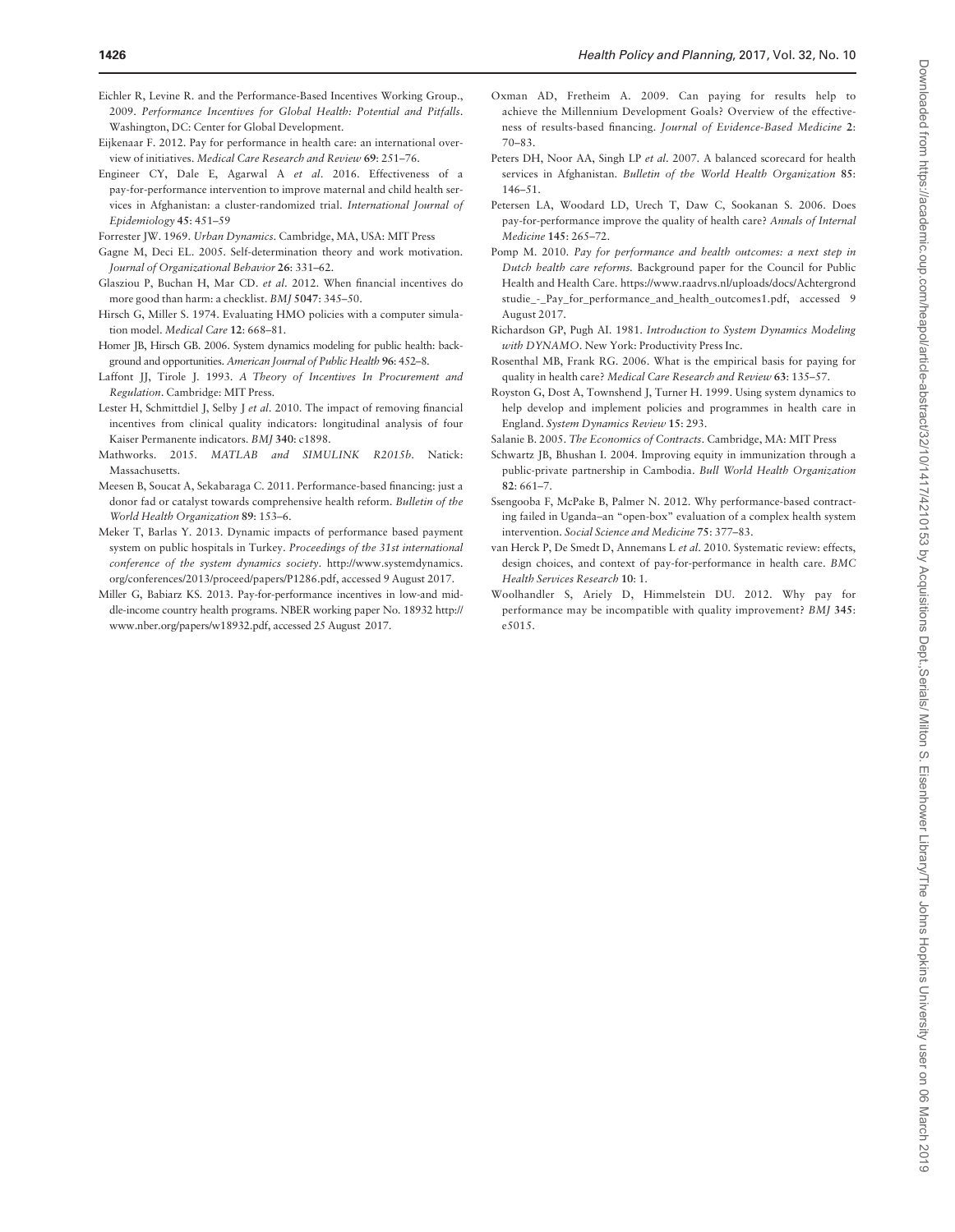Eichler R, Levine R. and the Performance-Based Incentives Working Group., 2009. *Performance Incentives for Global Health: Potential and Pitfalls*. Washington, DC: Center for Global Development.

Eijkenaar F. 2012. Pay for performance in health care: an international overview of initiatives. *Medical Care Research and Review* **69**: 251–76.

Engineer CY, Dale E, Agarwal A *et al*. 2016. Effectiveness of a pay-for-performance intervention to improve maternal and child health services in Afghanistan: a cluster-randomized trial. *International Journal of Epidemiology* **45**: 451–59

Forrester JW. 1969. *Urban Dynamics*. Cambridge, MA, USA: MIT Press

Gagne M, Deci EL. 2005. Self-determination theory and work motivation. *Journal of Organizational Behavior* **26**: 331–62.

Glasziou P, Buchan H, Mar CD. *et al*. 2012. When financial incentives do more good than harm: a checklist. *BMJ* **5047**: 345–50.

Hirsch G, Miller S. 1974. Evaluating HMO policies with a computer simulation model. *Medical Care* **12**: 668–81.

Homer JB, Hirsch GB. 2006. System dynamics modeling for public health: background and opportunities. *American Journal of Public Health* **96**: 452–8.

Laffont JJ, Tirole J. 1993. *A Theory of Incentives In Procurement and Regulation*. Cambridge: MIT Press.

Lester H, Schmittdiel J, Selby J *et al*. 2010. The impact of removing financial incentives from clinical quality indicators: longitudinal analysis of four Kaiser Permanente indicators. *BMJ* **340**: c1898.

Mathworks. 2015. *MATLAB and SIMULINK R2015b*. Natick: Massachusetts.

Meesen B, Soucat A, Sekabaraga C. 2011. Performance-based financing: just a donor fad or catalyst towards comprehensive health reform. *Bulletin of the World Health Organization* **89**: 153–6.

Meker T, Barlas Y. 2013. Dynamic impacts of performance based payment system on public hospitals in Turkey. *Proceedings of the 31st international conference of the system dynamics society*. http://www.systemdynamics.org/conferences/2013/proceed/papers/P1286.pdf, accessed 9 August 2017.

Miller G, Babiarz KS. 2013. Pay-for-performance incentives in low-and middle-income country health programs. NBER working paper No. 18932 http://www.nber.org/papers/w18932.pdf, accessed 25 August 2017.

Oxman AD, Fretheim A. 2009. Can paying for results help to achieve the Millennium Development Goals? Overview of the effectiveness of results-based financing. *Journal of Evidence-Based Medicine* **2**: 70–83.

Peters DH, Noor AA, Singh LP *et al*. 2007. A balanced scorecard for health services in Afghanistan. *Bulletin of the World Health Organization* **85**: 146–51.

Petersen LA, Woodard LD, Urech T, Daw C, Sookanan S. 2006. Does pay-for-performance improve the quality of health care? *Annals of Internal Medicine* **145**: 265–72.

Pomp M. 2010. *Pay for performance and health outcomes: a next step in Dutch health care reforms*. Background paper for the Council for Public Health and Health Care. https://www.raadrvs.nl/uploads/docs/Achtergrond studie_-_Pay_for_performance_and_health_outcomes1.pdf, accessed 9 August 2017.

Richardson GP, Pugh AI. 1981. *Introduction to System Dynamics Modeling with DYNAMO*. New York: Productivity Press Inc.

Rosenthal MB, Frank RG. 2006. What is the empirical basis for paying for quality in health care? *Medical Care Research and Review* **63**: 135–57.

Royston G, Dost A, Townshend J, Turner H. 1999. Using system dynamics to help develop and implement policies and programmes in health care in England. *System Dynamics Review* **15**: 293.

Salanie B. 2005. *The Economics of Contracts*. Cambridge, MA: MIT Press

Schwartz JB, Bhushan I. 2004. Improving equity in immunization through a public-private partnership in Cambodia. *Bull World Health Organization* **82**: 661–7.

Ssengooba F, McPake B, Palmer N. 2012. Why performance-based contracting failed in Uganda–an "open-box" evaluation of a complex health system intervention. *Social Science and Medicine* **75**: 377–83.

van Herck P, De Smedt D, Annemans L *et al*. 2010. Systematic review: effects, design choices, and context of pay-for-performance in health care. *BMC Health Services Research* **10**: 1.

Woolhandler S, Ariely D, Himmelstein DU. 2012. Why pay for performance may be incompatible with quality improvement? *BMJ* **345**: e5015.